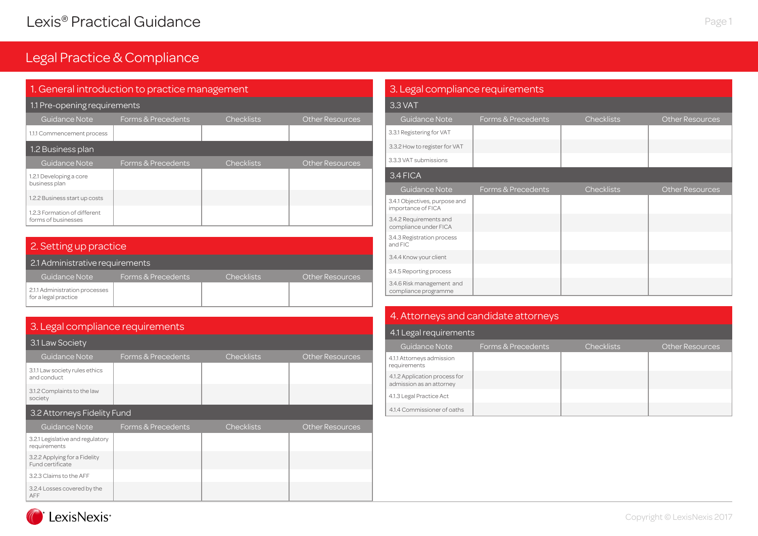# Legal Practice & Compliance

## 1. General introduction to practice management

### 1.1 Pre-opening requirements

| Guidance Note | Forms & Precedents | Checklists | Other Resources |
|---|---|---|---|
| 1.1.1 Commencement process | | | |

### 1.2 Business plan

| Guidance Note | Forms & Precedents | Checklists | Other Resources |
|---|---|---|---|
| 1.2.1 Developing a core business plan | | | |
| 1.2.2 Business start up costs | | | |
| 1.2.3 Formation of different forms of businesses | | | |

## 2. Setting up practice

### 2.1 Administrative requirements

| Guidance Note | Forms & Precedents | Checklists | Other Resources |
|---|---|---|---|
| 2.1.1 Administration processes for a legal practice | | | |

## 3. Legal compliance requirements

### 3.1 Law Society

| Guidance Note | Forms & Precedents | Checklists | Other Resources |
|---|---|---|---|
| 3.1.1 Law society rules ethics and conduct | | | |
| 3.1.2 Complaints to the law society | | | |

### 3.2 Attorneys Fidelity Fund

| Guidance Note | Forms & Precedents | Checklists | Other Resources |
|---|---|---|---|
| 3.2.1 Legislative and regulatory requirements | | | |
| 3.2.2 Applying for a Fidelity Fund certificate | | | |
| 3.2.3 Claims to the AFF | | | |
| 3.2.4 Losses covered by the AFF | | | |

### 3.3 VAT

| Guidance Note | Forms & Precedents | Checklists | Other Resources |
|---|---|---|---|
| 3.3.1 Registering for VAT | | | |
| 3.3.2 How to register for VAT | | | |
| 3.3.3 VAT submissions | | | |

### 3.4 FICA

| Guidance Note | Forms & Precedents | Checklists | Other Resources |
|---|---|---|---|
| 3.4.1 Objectives, purpose and importance of FICA | | | |
| 3.4.2 Requirements and compliance under FICA | | | |
| 3.4.3 Registration process and FIC | | | |
| 3.4.4 Know your client | | | |
| 3.4.5 Reporting process | | | |
| 3.4.6 Risk management and compliance programme | | | |

## 4. Attorneys and candidate attorneys

### 4.1 Legal requirements

| Guidance Note | Forms & Precedents | Checklists | Other Resources |
|---|---|---|---|
| 4.1.1 Attorneys admission requirements | | | |
| 4.1.2 Application process for admission as an attorney | | | |
| 4.1.3 Legal Practice Act | | | |
| 4.1.4 Commissioner of oaths | | | |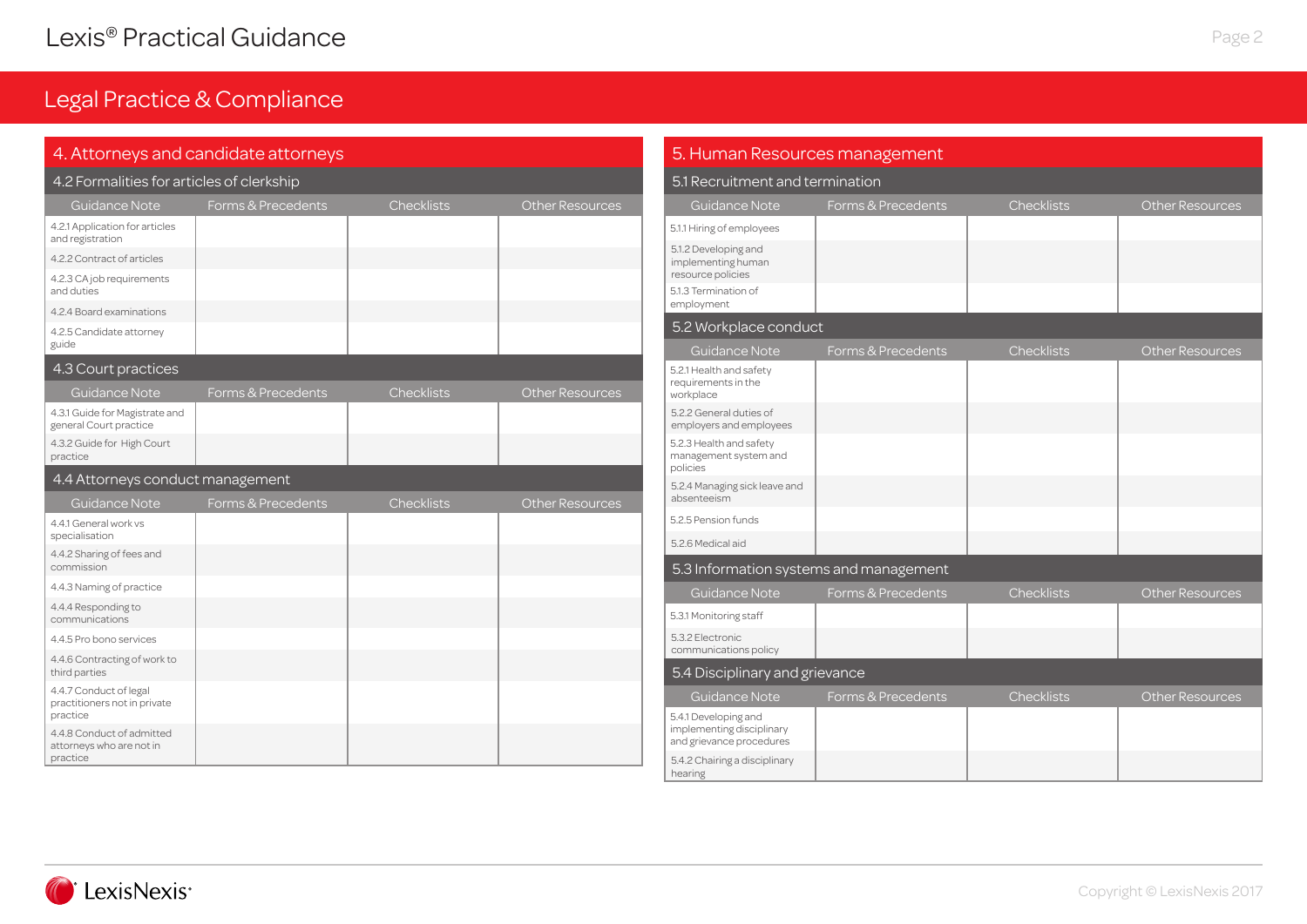# Legal Practice & Compliance

## 4. Attorneys and candidate attorneys

### 4.2 Formalities for articles of clerkship

| Guidance Note | Forms & Precedents | Checklists | Other Resources |
|---|---|---|---|
| 4.2.1 Application for articles and registration | | | |
| 4.2.2 Contract of articles | | | |
| 4.2.3 CA job requirements and duties | | | |
| 4.2.4 Board examinations | | | |
| 4.2.5 Candidate attorney guide | | | |

### 4.3 Court practices

| Guidance Note | Forms & Precedents | Checklists | Other Resources |
|---|---|---|---|
| 4.3.1 Guide for Magistrate and general Court practice | | | |
| 4.3.2 Guide for High Court practice | | | |

### 4.4 Attorneys conduct management

| Guidance Note | Forms & Precedents | Checklists | Other Resources |
|---|---|---|---|
| 4.4.1 General work vs specialisation | | | |
| 4.4.2 Sharing of fees and commission | | | |
| 4.4.3 Naming of practice | | | |
| 4.4.4 Responding to communications | | | |
| 4.4.5 Pro bono services | | | |
| 4.4.6 Contracting of work to third parties | | | |
| 4.4.7 Conduct of legal practitioners not in private practice | | | |
| 4.4.8 Conduct of admitted attorneys who are not in practice | | | |

## 5. Human Resources management

### 5.1 Recruitment and termination

| Guidance Note | Forms & Precedents | Checklists | Other Resources |
|---|---|---|---|
| 5.1.1 Hiring of employees | | | |
| 5.1.2 Developing and implementing human resource policies | | | |
| 5.1.3 Termination of employment | | | |

### 5.2 Workplace conduct

| Guidance Note | Forms & Precedents | Checklists | Other Resources |
|---|---|---|---|
| 5.2.1 Health and safety requirements in the workplace | | | |
| 5.2.2 General duties of employers and employees | | | |
| 5.2.3 Health and safety management system and policies | | | |
| 5.2.4 Managing sick leave and absenteeism | | | |
| 5.2.5 Pension funds | | | |
| 5.2.6 Medical aid | | | |

### 5.3 Information systems and management

| Guidance Note | Forms & Precedents | Checklists | Other Resources |
|---|---|---|---|
| 5.3.1 Monitoring staff | | | |
| 5.3.2 Electronic communications policy | | | |

### 5.4 Disciplinary and grievance

| Guidance Note | Forms & Precedents | Checklists | Other Resources |
|---|---|---|---|
| 5.4.1 Developing and implementing disciplinary and grievance procedures | | | |
| 5.4.2 Chairing a disciplinary hearing | | | |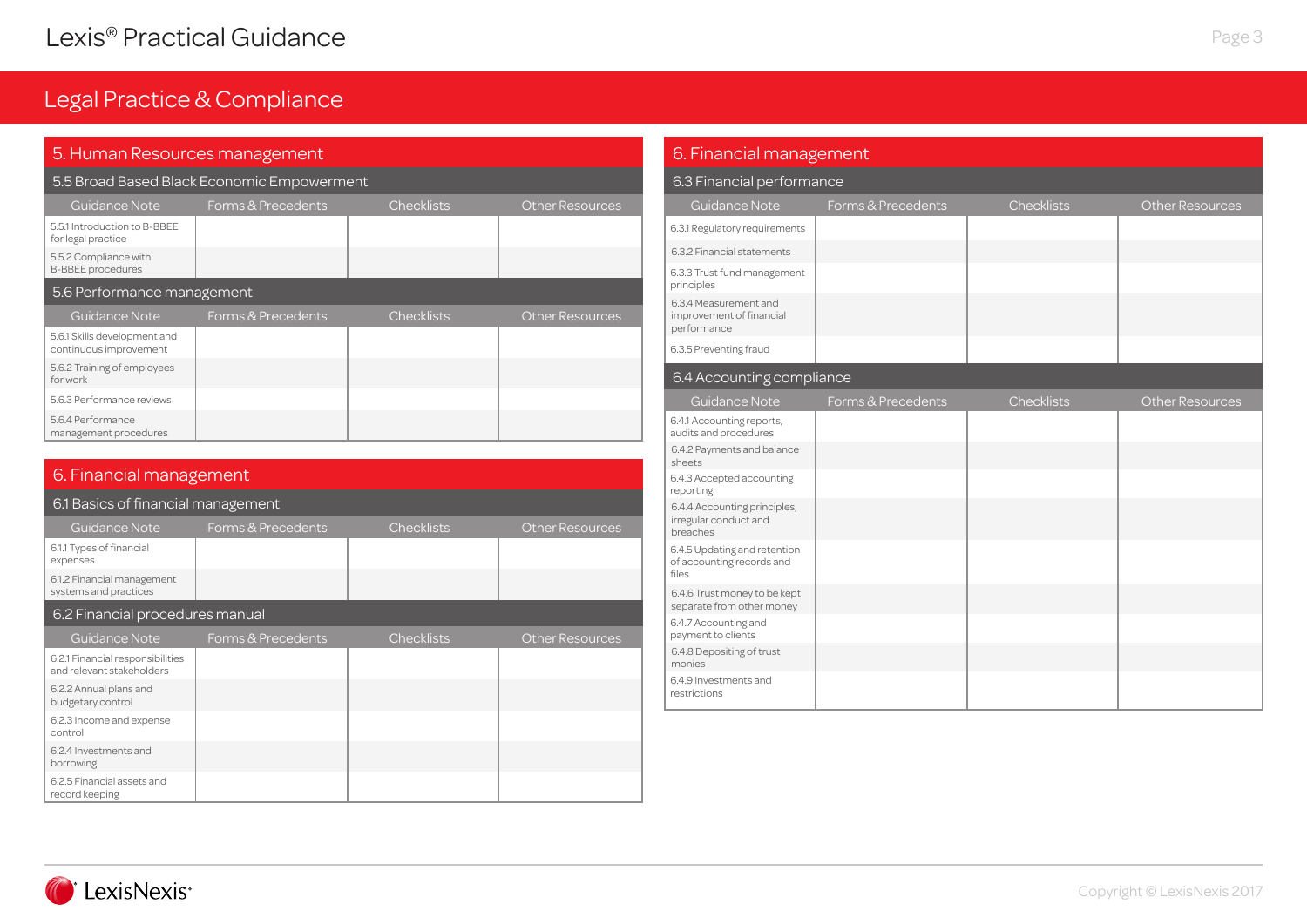# Legal Practice & Compliance

## 5. Human Resources management

### 5.5 Broad Based Black Economic Empowerment

| Guidance Note | Forms & Precedents | Checklists | Other Resources |
|---|---|---|---|
| 5.5.1 Introduction to B-BBEE for legal practice | | | |
| 5.5.2 Compliance with B-BBEE procedures | | | |

### 5.6 Performance management

| Guidance Note | Forms & Precedents | Checklists | Other Resources |
|---|---|---|---|
| 5.6.1 Skills development and continuous improvement | | | |
| 5.6.2 Training of employees for work | | | |
| 5.6.3 Performance reviews | | | |
| 5.6.4 Performance management procedures | | | |

## 6. Financial management

### 6.1 Basics of financial management

| Guidance Note | Forms & Precedents | Checklists | Other Resources |
|---|---|---|---|
| 6.1.1 Types of financial expenses | | | |
| 6.1.2 Financial management systems and practices | | | |

### 6.2 Financial procedures manual

| Guidance Note | Forms & Precedents | Checklists | Other Resources |
|---|---|---|---|
| 6.2.1 Financial responsibilities and relevant stakeholders | | | |
| 6.2.2 Annual plans and budgetary control | | | |
| 6.2.3 Income and expense control | | | |
| 6.2.4 Investments and borrowing | | | |
| 6.2.5 Financial assets and record keeping | | | |

## 6. Financial management

### 6.3 Financial performance

| Guidance Note | Forms & Precedents | Checklists | Other Resources |
|---|---|---|---|
| 6.3.1 Regulatory requirements | | | |
| 6.3.2 Financial statements | | | |
| 6.3.3 Trust fund management principles | | | |
| 6.3.4 Measurement and improvement of financial performance | | | |
| 6.3.5 Preventing fraud | | | |

### 6.4 Accounting compliance

| Guidance Note | Forms & Precedents | Checklists | Other Resources |
|---|---|---|---|
| 6.4.1 Accounting reports, audits and procedures | | | |
| 6.4.2 Payments and balance sheets | | | |
| 6.4.3 Accepted accounting reporting | | | |
| 6.4.4 Accounting principles, irregular conduct and breaches | | | |
| 6.4.5 Updating and retention of accounting records and files | | | |
| 6.4.6 Trust money to be kept separate from other money | | | |
| 6.4.7 Accounting and payment to clients | | | |
| 6.4.8 Depositing of trust monies | | | |
| 6.4.9 Investments and restrictions | | | |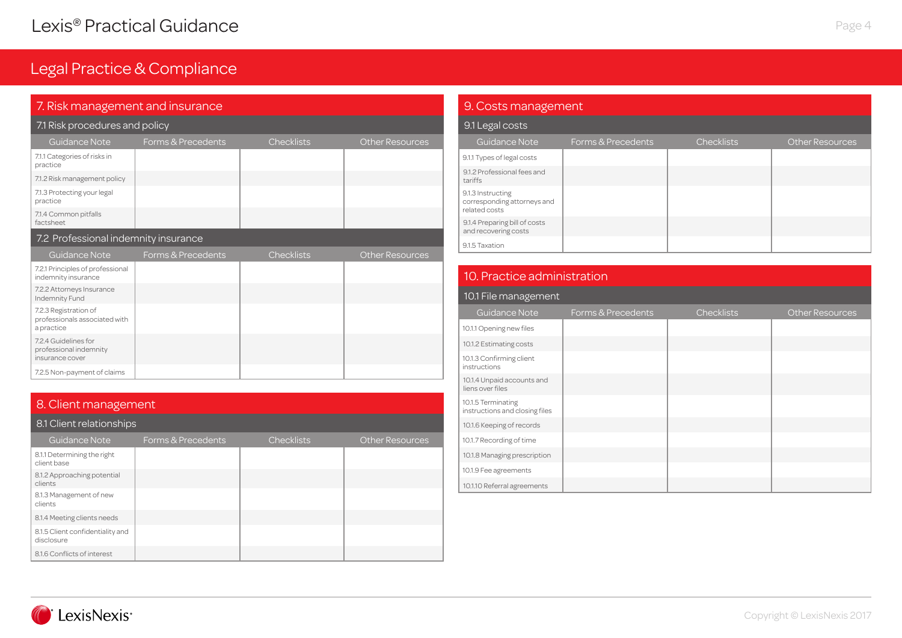# Legal Practice & Compliance

## 7. Risk management and insurance

### 7.1 Risk procedures and policy

| Guidance Note | Forms & Precedents | Checklists | Other Resources |
|---|---|---|---|
| 7.1.1 Categories of risks in practice | | | |
| 7.1.2 Risk management policy | | | |
| 7.1.3 Protecting your legal practice | | | |
| 7.1.4 Common pitfalls factsheet | | | |

### 7.2 Professional indemnity insurance

| Guidance Note | Forms & Precedents | Checklists | Other Resources |
|---|---|---|---|
| 7.2.1 Principles of professional indemnity insurance | | | |
| 7.2.2 Attorneys Insurance Indemnity Fund | | | |
| 7.2.3 Registration of professionals associated with a practice | | | |
| 7.2.4 Guidelines for professional indemnity insurance cover | | | |
| 7.2.5 Non-payment of claims | | | |

## 8. Client management

### 8.1 Client relationships

| Guidance Note | Forms & Precedents | Checklists | Other Resources |
|---|---|---|---|
| 8.1.1 Determining the right client base | | | |
| 8.1.2 Approaching potential clients | | | |
| 8.1.3 Management of new clients | | | |
| 8.1.4 Meeting clients needs | | | |
| 8.1.5 Client confidentiality and disclosure | | | |
| 8.1.6 Conflicts of interest | | | |

## 9. Costs management

### 9.1 Legal costs

| Guidance Note | Forms & Precedents | Checklists | Other Resources |
|---|---|---|---|
| 9.1.1 Types of legal costs | | | |
| 9.1.2 Professional fees and tariffs | | | |
| 9.1.3 Instructing corresponding attorneys and related costs | | | |
| 9.1.4 Preparing bill of costs and recovering costs | | | |
| 9.1.5 Taxation | | | |

## 10. Practice administration

### 10.1 File management

| Guidance Note | Forms & Precedents | Checklists | Other Resources |
|---|---|---|---|
| 10.1.1 Opening new files | | | |
| 10.1.2 Estimating costs | | | |
| 10.1.3 Confirming client instructions | | | |
| 10.1.4 Unpaid accounts and liens over files | | | |
| 10.1.5 Terminating instructions and closing files | | | |
| 10.1.6 Keeping of records | | | |
| 10.1.7 Recording of time | | | |
| 10.1.8 Managing prescription | | | |
| 10.1.9 Fee agreements | | | |
| 10.1.10 Referral agreements | | | |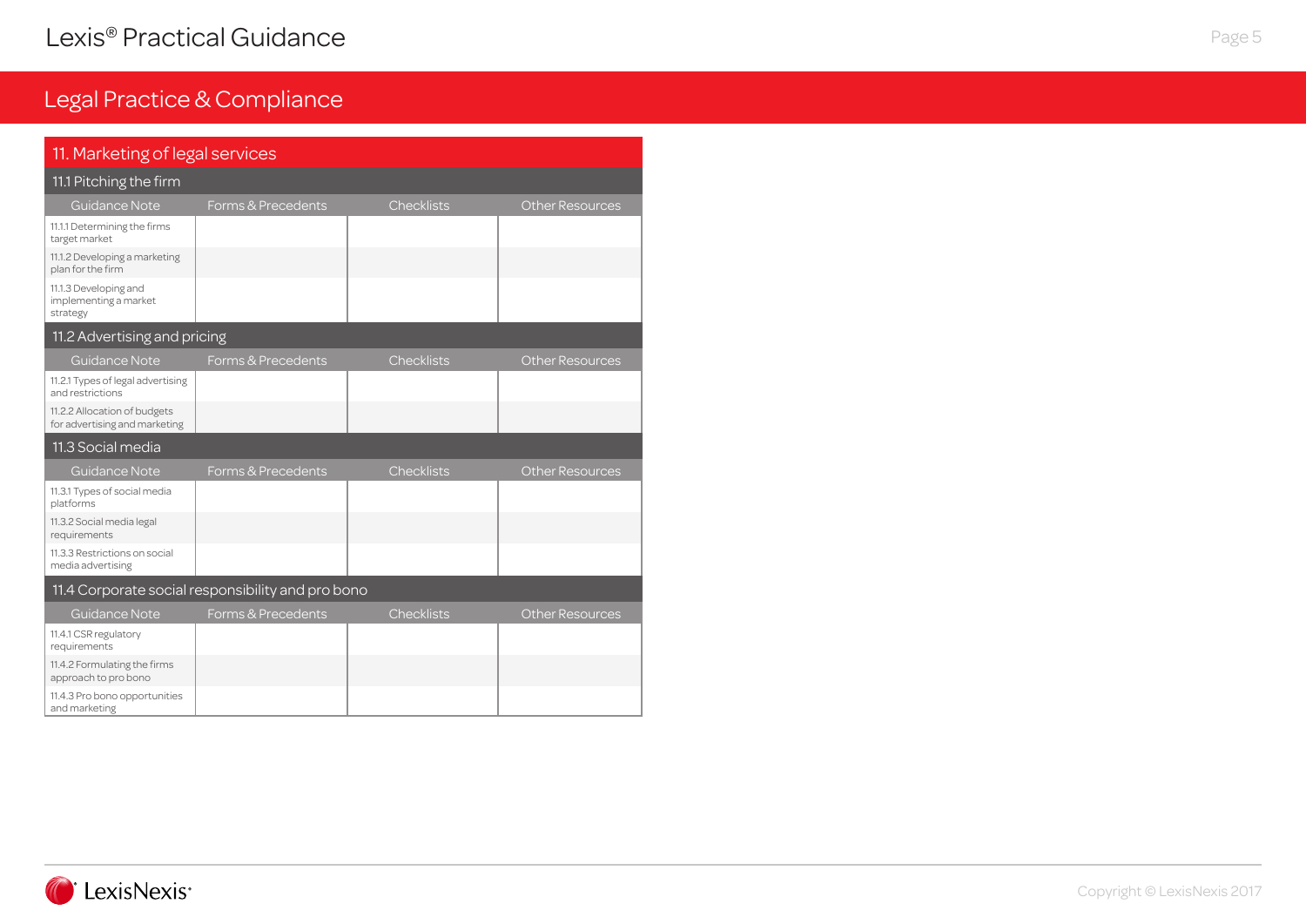## Legal Practice & Compliance

### 11. Marketing of legal services

#### 11.1 Pitching the firm

| Guidance Note | Forms & Precedents | Checklists | Other Resources |
|---|---|---|---|
| 11.1.1 Determining the firms target market | | | |
| 11.1.2 Developing a marketing plan for the firm | | | |
| 11.1.3 Developing and implementing a market strategy | | | |

#### 11.2 Advertising and pricing

| Guidance Note | Forms & Precedents | Checklists | Other Resources |
|---|---|---|---|
| 11.2.1 Types of legal advertising and restrictions | | | |
| 11.2.2 Allocation of budgets for advertising and marketing | | | |

#### 11.3 Social media

| Guidance Note | Forms & Precedents | Checklists | Other Resources |
|---|---|---|---|
| 11.3.1 Types of social media platforms | | | |
| 11.3.2 Social media legal requirements | | | |
| 11.3.3 Restrictions on social media advertising | | | |

#### 11.4 Corporate social responsibility and pro bono

| Guidance Note | Forms & Precedents | Checklists | Other Resources |
|---|---|---|---|
| 11.4.1 CSR regulatory requirements | | | |
| 11.4.2 Formulating the firms approach to pro bono | | | |
| 11.4.3 Pro bono opportunities and marketing | | | |